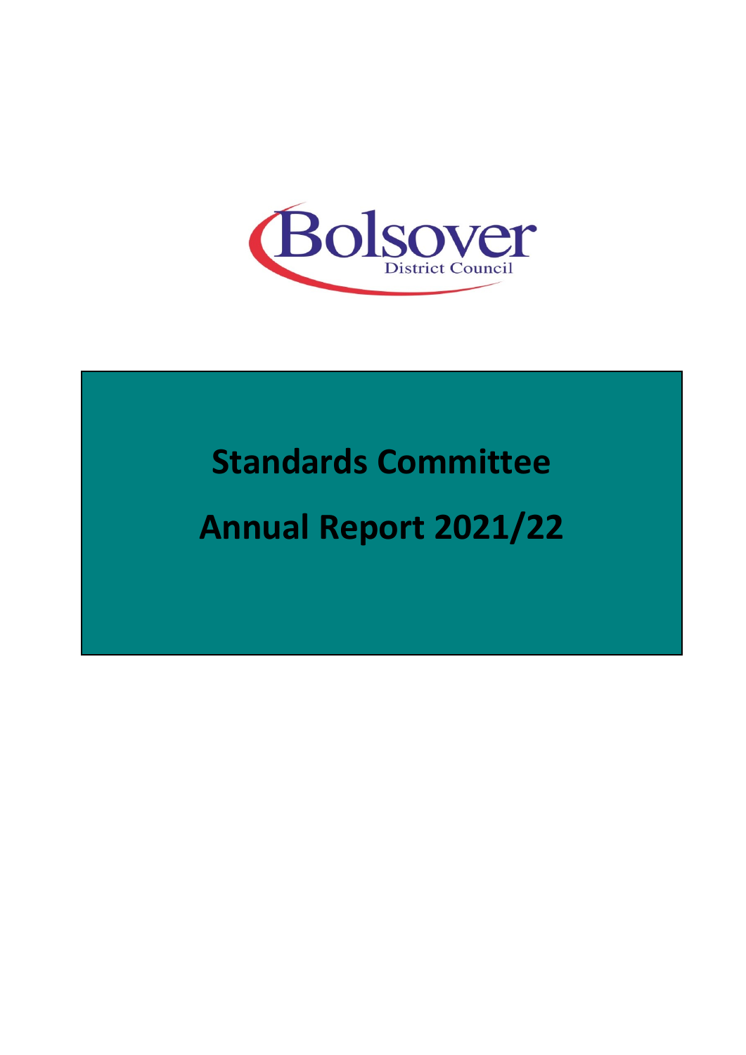Bolsover District Council

# Standards Committee

# Annual Report 2021/22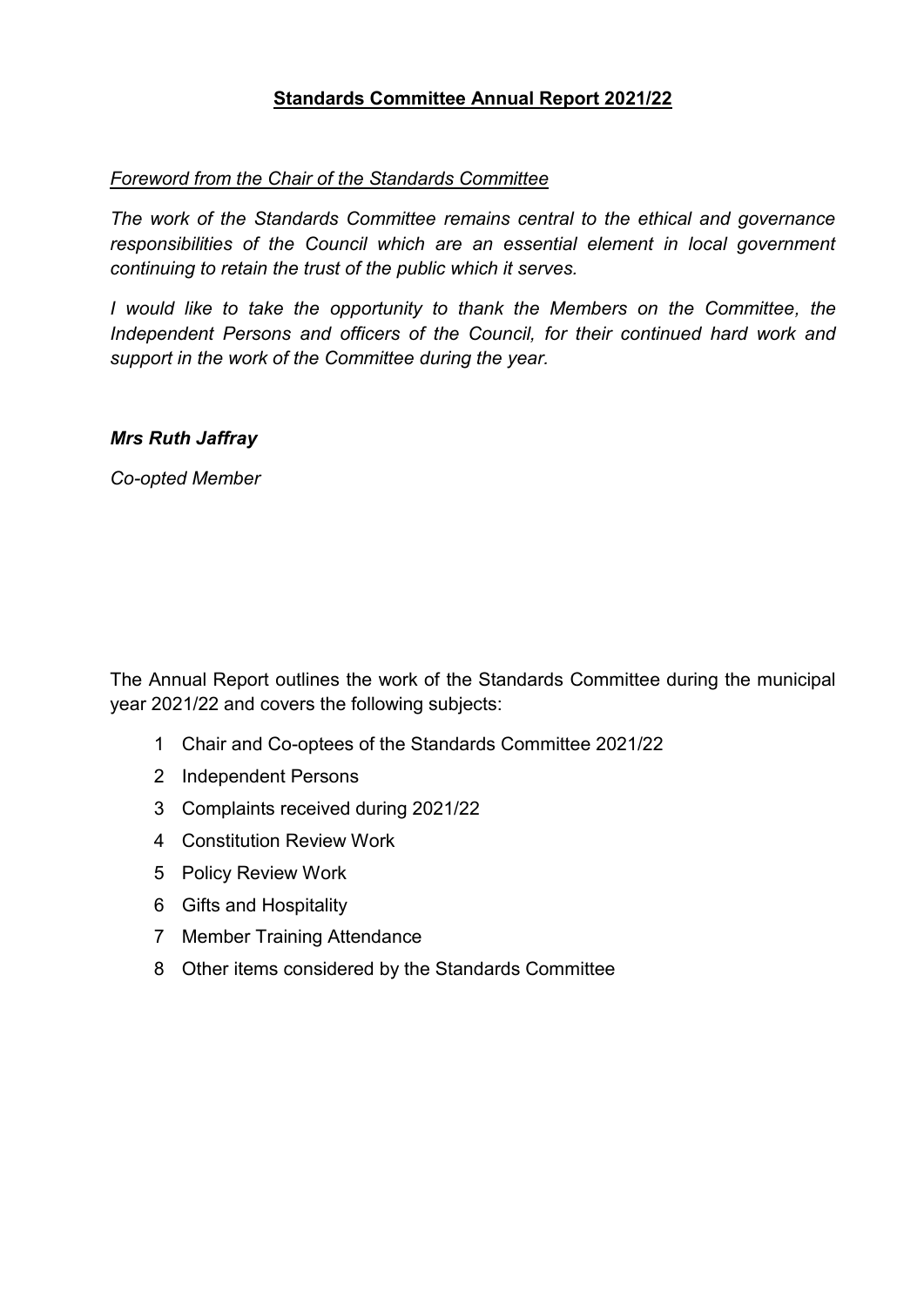# **Standards Committee Annual Report 2021/22**

*Foreword from the Chair of the Standards Committee*

*The work of the Standards Committee remains central to the ethical and governance responsibilities of the Council which are an essential element in local government continuing to retain the trust of the public which it serves.*

*I would like to take the opportunity to thank the Members on the Committee, the Independent Persons and officers of the Council, for their continued hard work and support in the work of the Committee during the year.*

***Mrs Ruth Jaffray***

*Co-opted Member*

The Annual Report outlines the work of the Standards Committee during the municipal year 2021/22 and covers the following subjects:

1. Chair and Co-optees of the Standards Committee 2021/22
2. Independent Persons
3. Complaints received during 2021/22
4. Constitution Review Work
5. Policy Review Work
6. Gifts and Hospitality
7. Member Training Attendance
8. Other items considered by the Standards Committee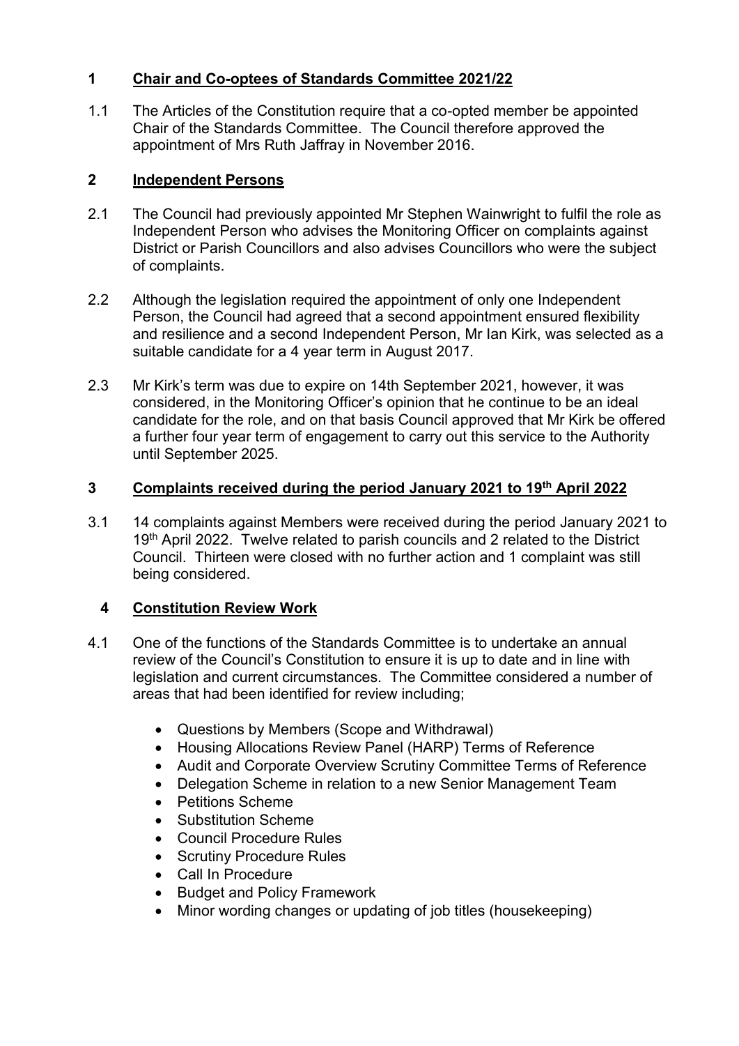## 1 Chair and Co-optees of Standards Committee 2021/22

1.1 The Articles of the Constitution require that a co-opted member be appointed Chair of the Standards Committee. The Council therefore approved the appointment of Mrs Ruth Jaffray in November 2016.

## 2 Independent Persons

2.1 The Council had previously appointed Mr Stephen Wainwright to fulfil the role as Independent Person who advises the Monitoring Officer on complaints against District or Parish Councillors and also advises Councillors who were the subject of complaints.

2.2 Although the legislation required the appointment of only one Independent Person, the Council had agreed that a second appointment ensured flexibility and resilience and a second Independent Person, Mr Ian Kirk, was selected as a suitable candidate for a 4 year term in August 2017.

2.3 Mr Kirk's term was due to expire on 14th September 2021, however, it was considered, in the Monitoring Officer's opinion that he continue to be an ideal candidate for the role, and on that basis Council approved that Mr Kirk be offered a further four year term of engagement to carry out this service to the Authority until September 2025.

## 3 Complaints received during the period January 2021 to 19th April 2022

3.1 14 complaints against Members were received during the period January 2021 to 19th April 2022. Twelve related to parish councils and 2 related to the District Council. Thirteen were closed with no further action and 1 complaint was still being considered.

## 4 Constitution Review Work

4.1 One of the functions of the Standards Committee is to undertake an annual review of the Council's Constitution to ensure it is up to date and in line with legislation and current circumstances. The Committee considered a number of areas that had been identified for review including;

- Questions by Members (Scope and Withdrawal)
- Housing Allocations Review Panel (HARP) Terms of Reference
- Audit and Corporate Overview Scrutiny Committee Terms of Reference
- Delegation Scheme in relation to a new Senior Management Team
- Petitions Scheme
- Substitution Scheme
- Council Procedure Rules
- Scrutiny Procedure Rules
- Call In Procedure
- Budget and Policy Framework
- Minor wording changes or updating of job titles (housekeeping)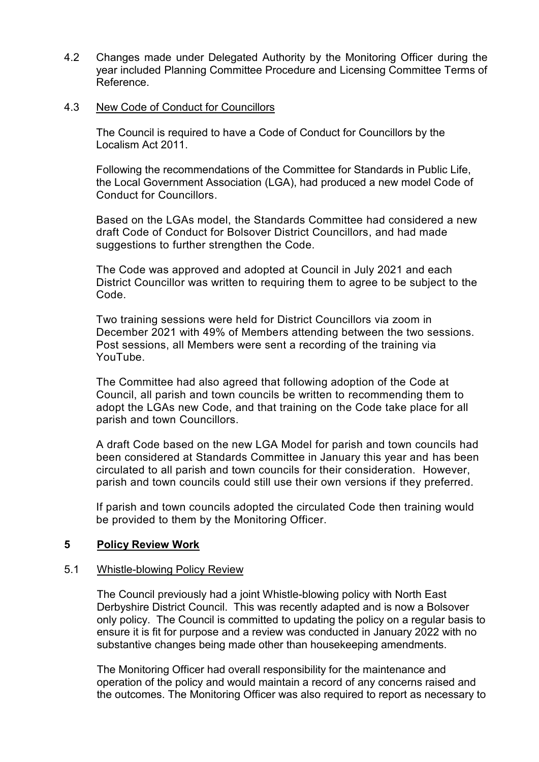4.2 Changes made under Delegated Authority by the Monitoring Officer during the year included Planning Committee Procedure and Licensing Committee Terms of Reference.

4.3 <u>New Code of Conduct for Councillors</u>

The Council is required to have a Code of Conduct for Councillors by the Localism Act 2011.

Following the recommendations of the Committee for Standards in Public Life, the Local Government Association (LGA), had produced a new model Code of Conduct for Councillors.

Based on the LGAs model, the Standards Committee had considered a new draft Code of Conduct for Bolsover District Councillors, and had made suggestions to further strengthen the Code.

The Code was approved and adopted at Council in July 2021 and each District Councillor was written to requiring them to agree to be subject to the Code.

Two training sessions were held for District Councillors via zoom in December 2021 with 49% of Members attending between the two sessions. Post sessions, all Members were sent a recording of the training via YouTube.

The Committee had also agreed that following adoption of the Code at Council, all parish and town councils be written to recommending them to adopt the LGAs new Code, and that training on the Code take place for all parish and town Councillors.

A draft Code based on the new LGA Model for parish and town councils had been considered at Standards Committee in January this year and has been circulated to all parish and town councils for their consideration. However, parish and town councils could still use their own versions if they preferred.

If parish and town councils adopted the circulated Code then training would be provided to them by the Monitoring Officer.

## 5 Policy Review Work

5.1 <u>Whistle-blowing Policy Review</u>

The Council previously had a joint Whistle-blowing policy with North East Derbyshire District Council. This was recently adapted and is now a Bolsover only policy. The Council is committed to updating the policy on a regular basis to ensure it is fit for purpose and a review was conducted in January 2022 with no substantive changes being made other than housekeeping amendments.

The Monitoring Officer had overall responsibility for the maintenance and operation of the policy and would maintain a record of any concerns raised and the outcomes. The Monitoring Officer was also required to report as necessary to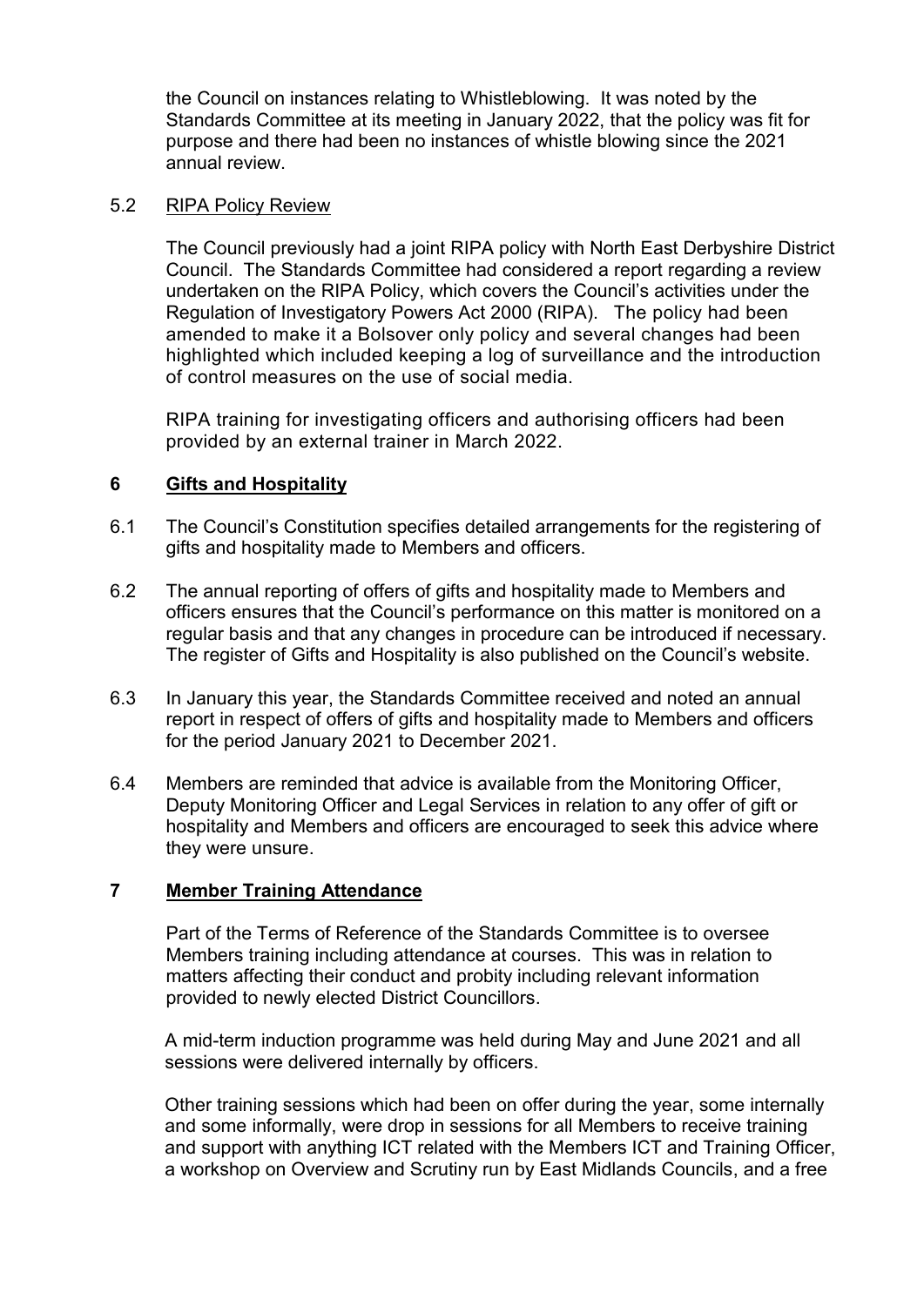the Council on instances relating to Whistleblowing. It was noted by the Standards Committee at its meeting in January 2022, that the policy was fit for purpose and there had been no instances of whistle blowing since the 2021 annual review.

5.2 RIPA Policy Review

The Council previously had a joint RIPA policy with North East Derbyshire District Council. The Standards Committee had considered a report regarding a review undertaken on the RIPA Policy, which covers the Council's activities under the Regulation of Investigatory Powers Act 2000 (RIPA). The policy had been amended to make it a Bolsover only policy and several changes had been highlighted which included keeping a log of surveillance and the introduction of control measures on the use of social media.

RIPA training for investigating officers and authorising officers had been provided by an external trainer in March 2022.

## 6 Gifts and Hospitality

6.1 The Council's Constitution specifies detailed arrangements for the registering of gifts and hospitality made to Members and officers.

6.2 The annual reporting of offers of gifts and hospitality made to Members and officers ensures that the Council's performance on this matter is monitored on a regular basis and that any changes in procedure can be introduced if necessary. The register of Gifts and Hospitality is also published on the Council's website.

6.3 In January this year, the Standards Committee received and noted an annual report in respect of offers of gifts and hospitality made to Members and officers for the period January 2021 to December 2021.

6.4 Members are reminded that advice is available from the Monitoring Officer, Deputy Monitoring Officer and Legal Services in relation to any offer of gift or hospitality and Members and officers are encouraged to seek this advice where they were unsure.

## 7 Member Training Attendance

Part of the Terms of Reference of the Standards Committee is to oversee Members training including attendance at courses. This was in relation to matters affecting their conduct and probity including relevant information provided to newly elected District Councillors.

A mid-term induction programme was held during May and June 2021 and all sessions were delivered internally by officers.

Other training sessions which had been on offer during the year, some internally and some informally, were drop in sessions for all Members to receive training and support with anything ICT related with the Members ICT and Training Officer, a workshop on Overview and Scrutiny run by East Midlands Councils, and a free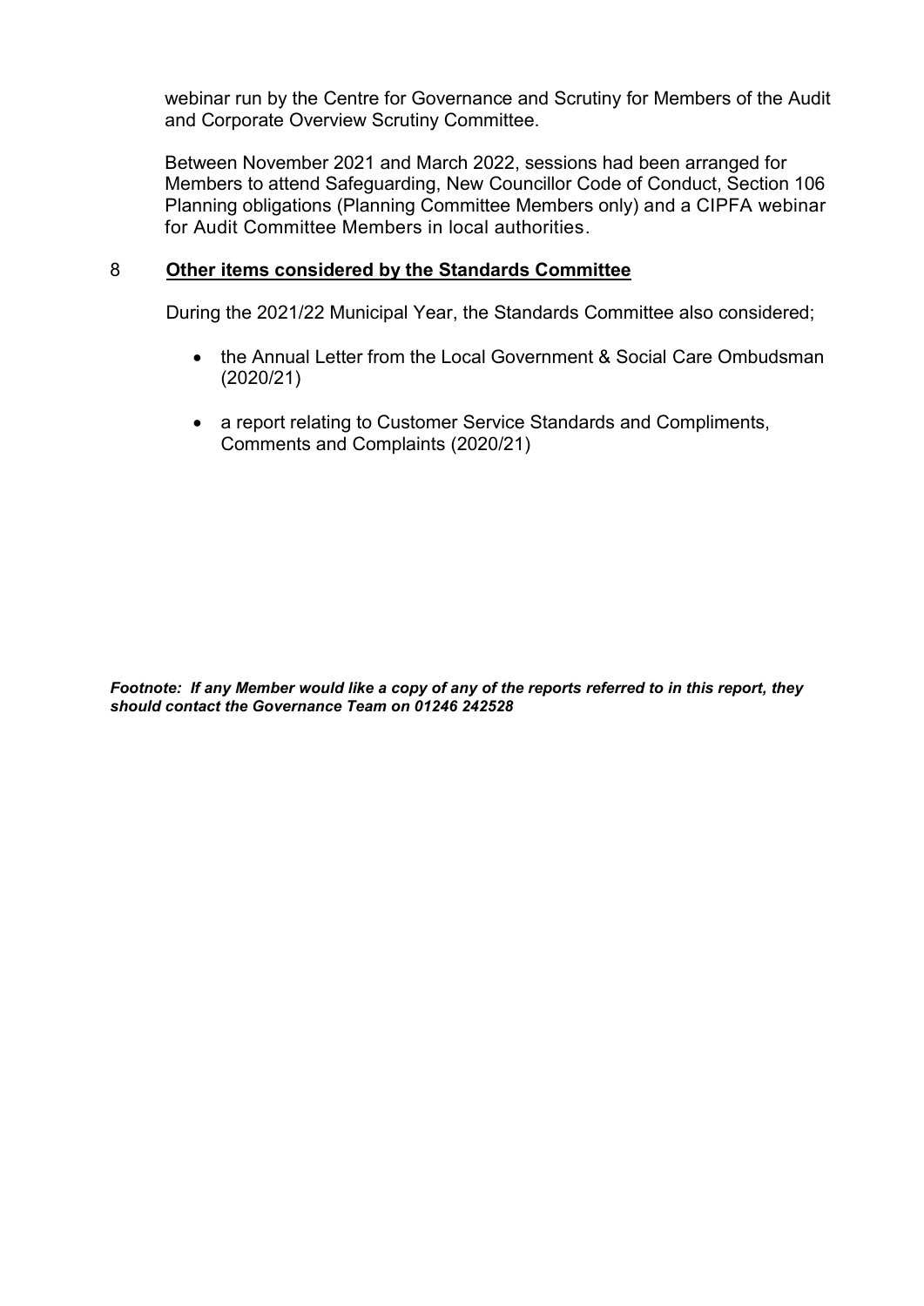webinar run by the Centre for Governance and Scrutiny for Members of the Audit and Corporate Overview Scrutiny Committee.

Between November 2021 and March 2022, sessions had been arranged for Members to attend Safeguarding, New Councillor Code of Conduct, Section 106 Planning obligations (Planning Committee Members only) and a CIPFA webinar for Audit Committee Members in local authorities.

## 8 Other items considered by the Standards Committee

During the 2021/22 Municipal Year, the Standards Committee also considered;

- the Annual Letter from the Local Government & Social Care Ombudsman (2020/21)
- a report relating to Customer Service Standards and Compliments, Comments and Complaints (2020/21)

***Footnote: If any Member would like a copy of any of the reports referred to in this report, they should contact the Governance Team on 01246 242528***